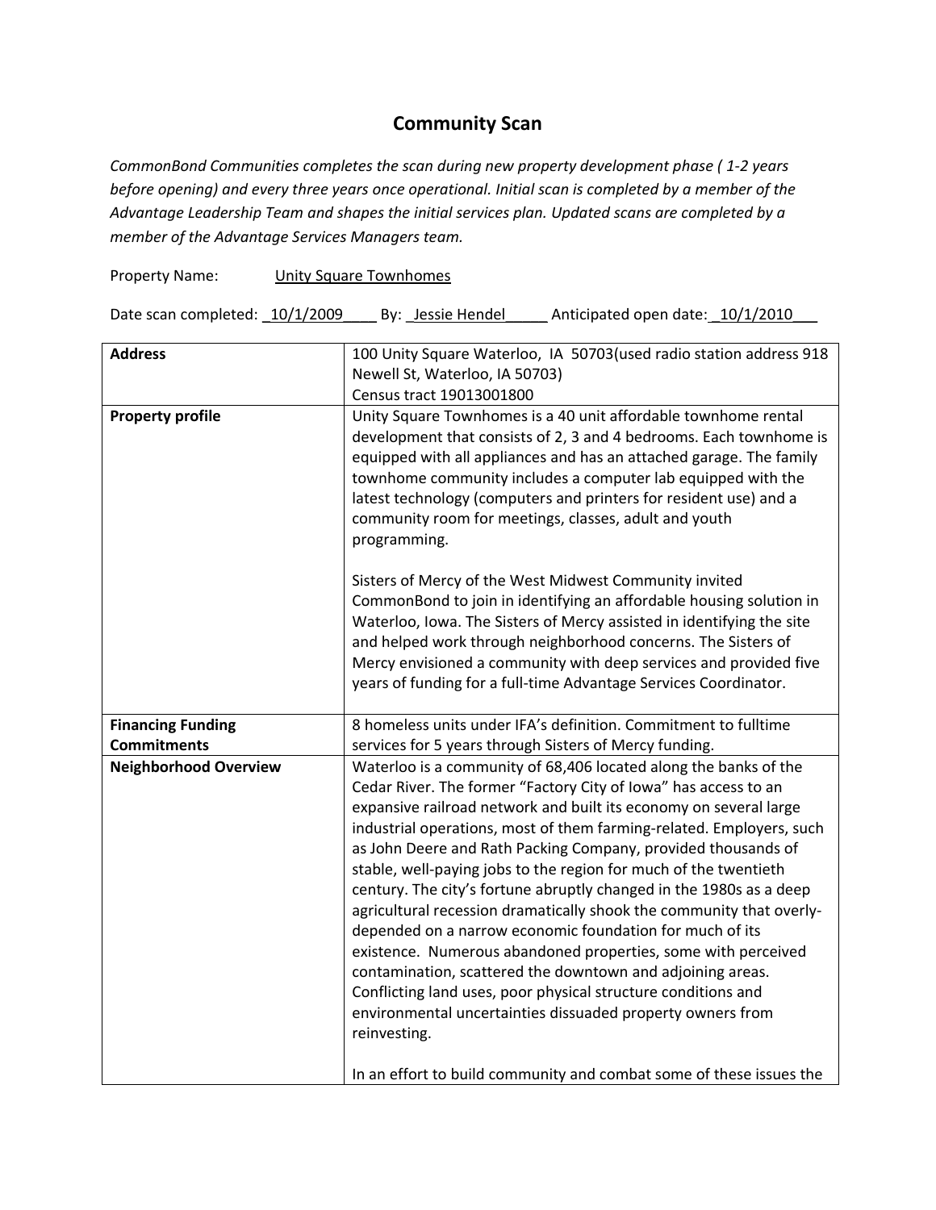# Community Scan

*CommonBond Communities completes the scan during new property development phase ( 1-2 years before opening) and every three years once operational. Initial scan is completed by a member of the Advantage Leadership Team and shapes the initial services plan. Updated scans are completed by a member of the Advantage Services Managers team.*

Property Name: Unity Square Townhomes

Date scan completed: 10/1/2009 By: Jessie Hendel Anticipated open date: 10/1/2010

| | |
|---|---|
| **Address** | 100 Unity Square Waterloo, IA 50703(used radio station address 918 Newell St, Waterloo, IA 50703)<br>Census tract 19013001800 |
| **Property profile** | Unity Square Townhomes is a 40 unit affordable townhome rental development that consists of 2, 3 and 4 bedrooms. Each townhome is equipped with all appliances and has an attached garage. The family townhome community includes a computer lab equipped with the latest technology (computers and printers for resident use) and a community room for meetings, classes, adult and youth programming.<br><br>Sisters of Mercy of the West Midwest Community invited CommonBond to join in identifying an affordable housing solution in Waterloo, Iowa. The Sisters of Mercy assisted in identifying the site and helped work through neighborhood concerns. The Sisters of Mercy envisioned a community with deep services and provided five years of funding for a full-time Advantage Services Coordinator. |
| **Financing Funding Commitments** | 8 homeless units under IFA's definition. Commitment to fulltime services for 5 years through Sisters of Mercy funding. |
| **Neighborhood Overview** | Waterloo is a community of 68,406 located along the banks of the Cedar River. The former "Factory City of Iowa" has access to an expansive railroad network and built its economy on several large industrial operations, most of them farming-related. Employers, such as John Deere and Rath Packing Company, provided thousands of stable, well-paying jobs to the region for much of the twentieth century. The city's fortune abruptly changed in the 1980s as a deep agricultural recession dramatically shook the community that overly-depended on a narrow economic foundation for much of its existence. Numerous abandoned properties, some with perceived contamination, scattered the downtown and adjoining areas. Conflicting land uses, poor physical structure conditions and environmental uncertainties dissuaded property owners from reinvesting.<br><br>In an effort to build community and combat some of these issues the |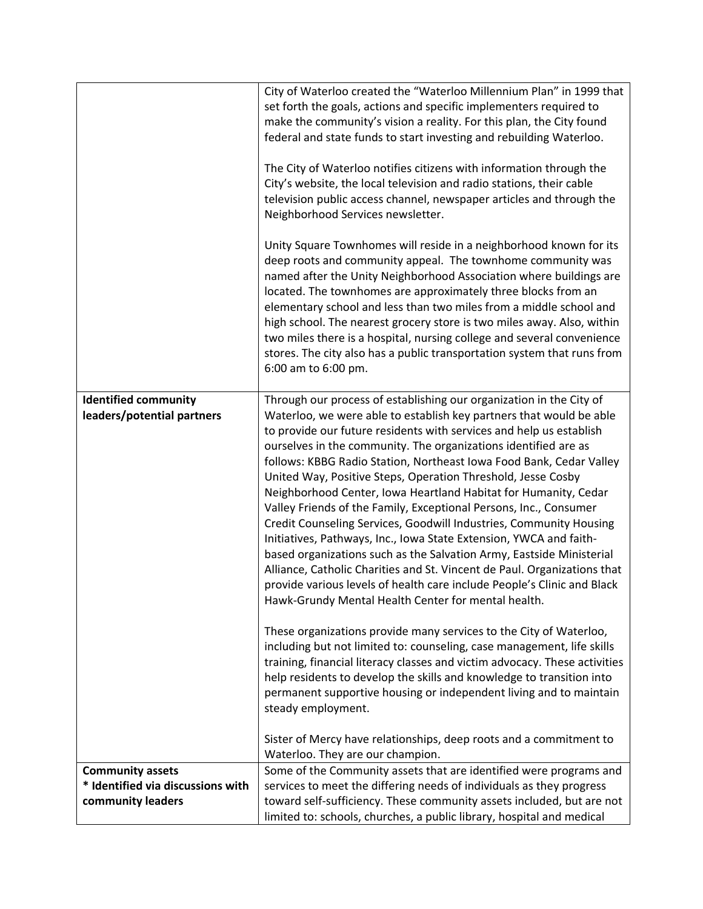| | |
|---|---|
| | City of Waterloo created the "Waterloo Millennium Plan" in 1999 that set forth the goals, actions and specific implementers required to make the community's vision a reality. For this plan, the City found federal and state funds to start investing and rebuilding Waterloo.<br><br>The City of Waterloo notifies citizens with information through the City's website, the local television and radio stations, their cable television public access channel, newspaper articles and through the Neighborhood Services newsletter.<br><br>Unity Square Townhomes will reside in a neighborhood known for its deep roots and community appeal. The townhome community was named after the Unity Neighborhood Association where buildings are located. The townhomes are approximately three blocks from an elementary school and less than two miles from a middle school and high school. The nearest grocery store is two miles away. Also, within two miles there is a hospital, nursing college and several convenience stores. The city also has a public transportation system that runs from 6:00 am to 6:00 pm. |
| **Identified community leaders/potential partners** | Through our process of establishing our organization in the City of Waterloo, we were able to establish key partners that would be able to provide our future residents with services and help us establish ourselves in the community. The organizations identified are as follows: KBBG Radio Station, Northeast Iowa Food Bank, Cedar Valley United Way, Positive Steps, Operation Threshold, Jesse Cosby Neighborhood Center, Iowa Heartland Habitat for Humanity, Cedar Valley Friends of the Family, Exceptional Persons, Inc., Consumer Credit Counseling Services, Goodwill Industries, Community Housing Initiatives, Pathways, Inc., Iowa State Extension, YWCA and faith-based organizations such as the Salvation Army, Eastside Ministerial Alliance, Catholic Charities and St. Vincent de Paul. Organizations that provide various levels of health care include People's Clinic and Black Hawk-Grundy Mental Health Center for mental health.<br><br>These organizations provide many services to the City of Waterloo, including but not limited to: counseling, case management, life skills training, financial literacy classes and victim advocacy. These activities help residents to develop the skills and knowledge to transition into permanent supportive housing or independent living and to maintain steady employment.<br><br>Sister of Mercy have relationships, deep roots and a commitment to Waterloo. They are our champion. |
| **Community assets**<br>**\* Identified via discussions with community leaders** | Some of the Community assets that are identified were programs and services to meet the differing needs of individuals as they progress toward self-sufficiency. These community assets included, but are not limited to: schools, churches, a public library, hospital and medical |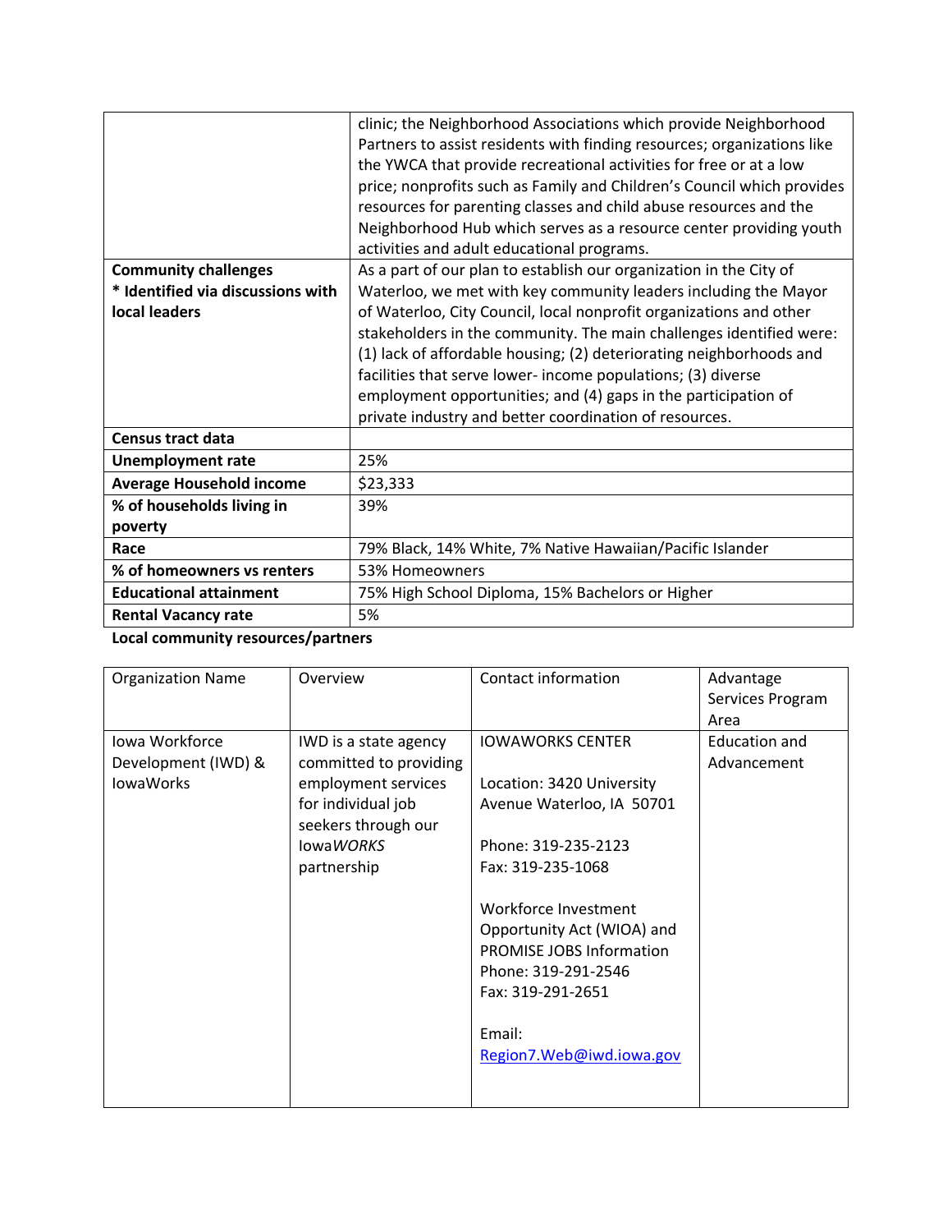| | |
|---|---|
| | clinic; the Neighborhood Associations which provide Neighborhood Partners to assist residents with finding resources; organizations like the YWCA that provide recreational activities for free or at a low price; nonprofits such as Family and Children's Council which provides resources for parenting classes and child abuse resources and the Neighborhood Hub which serves as a resource center providing youth activities and adult educational programs. |
| **Community challenges** <br> *** Identified via discussions with local leaders** | As a part of our plan to establish our organization in the City of Waterloo, we met with key community leaders including the Mayor of Waterloo, City Council, local nonprofit organizations and other stakeholders in the community. The main challenges identified were: (1) lack of affordable housing; (2) deteriorating neighborhoods and facilities that serve lower- income populations; (3) diverse employment opportunities; and (4) gaps in the participation of private industry and better coordination of resources. |
| **Census tract data** | |
| **Unemployment rate** | 25% |
| **Average Household income** | $23,333 |
| **% of households living in poverty** | 39% |
| **Race** | 79% Black, 14% White, 7% Native Hawaiian/Pacific Islander |
| **% of homeowners vs renters** | 53% Homeowners |
| **Educational attainment** | 75% High School Diploma, 15% Bachelors or Higher |
| **Rental Vacancy rate** | 5% |

**Local community resources/partners**

| Organization Name | Overview | Contact information | Advantage Services Program Area |
|---|---|---|---|
| Iowa Workforce Development (IWD) & IowaWorks | IWD is a state agency committed to providing employment services for individual job seekers through our Iowa*WORKS* partnership | IOWAWORKS CENTER <br><br> Location: 3420 University Avenue Waterloo, IA 50701 <br><br> Phone: 319-235-2123 <br> Fax: 319-235-1068 <br><br> Workforce Investment Opportunity Act (WIOA) and PROMISE JOBS Information <br> Phone: 319-291-2546 <br> Fax: 319-291-2651 <br><br> Email: <br> Region7.Web@iwd.iowa.gov | Education and Advancement |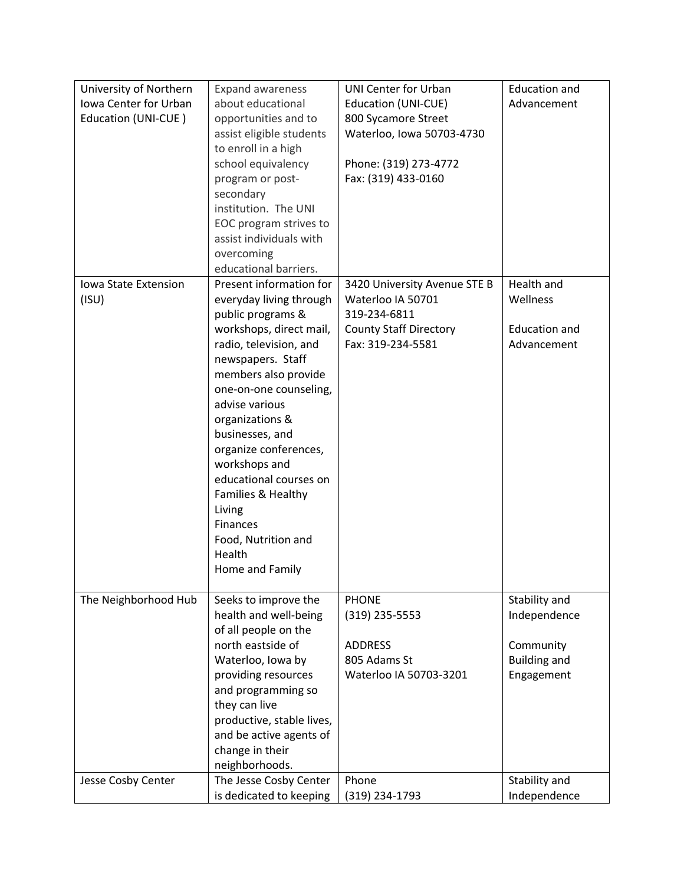| University of Northern Iowa Center for Urban Education (UNI-CUE ) | Expand awareness about educational opportunities and to assist eligible students to enroll in a high school equivalency program or post-secondary institution. The UNI EOC program strives to assist individuals with overcoming educational barriers. | UNI Center for Urban Education (UNI-CUE)<br>800 Sycamore Street<br>Waterloo, Iowa 50703-4730<br><br>Phone: (319) 273-4772<br>Fax: (319) 433-0160 | Education and Advancement |
|---|---|---|---|
| Iowa State Extension (ISU) | Present information for everyday living through public programs & workshops, direct mail, radio, television, and newspapers. Staff members also provide one-on-one counseling, advise various organizations & businesses, and organize conferences, workshops and educational courses on<br>Families & Healthy Living<br>Finances<br>Food, Nutrition and Health<br>Home and Family | 3420 University Avenue STE B<br>Waterloo IA 50701<br>319-234-6811<br>County Staff Directory<br>Fax: 319-234-5581 | Health and Wellness<br><br>Education and Advancement |
| The Neighborhood Hub | Seeks to improve the health and well-being of all people on the north eastside of Waterloo, Iowa by providing resources and programming so they can live productive, stable lives, and be active agents of change in their neighborhoods. | PHONE<br>(319) 235-5553<br><br>ADDRESS<br>805 Adams St<br>Waterloo IA 50703-3201 | Stability and Independence<br><br>Community Building and Engagement |
| Jesse Cosby Center | The Jesse Cosby Center is dedicated to keeping | Phone<br>(319) 234-1793 | Stability and Independence |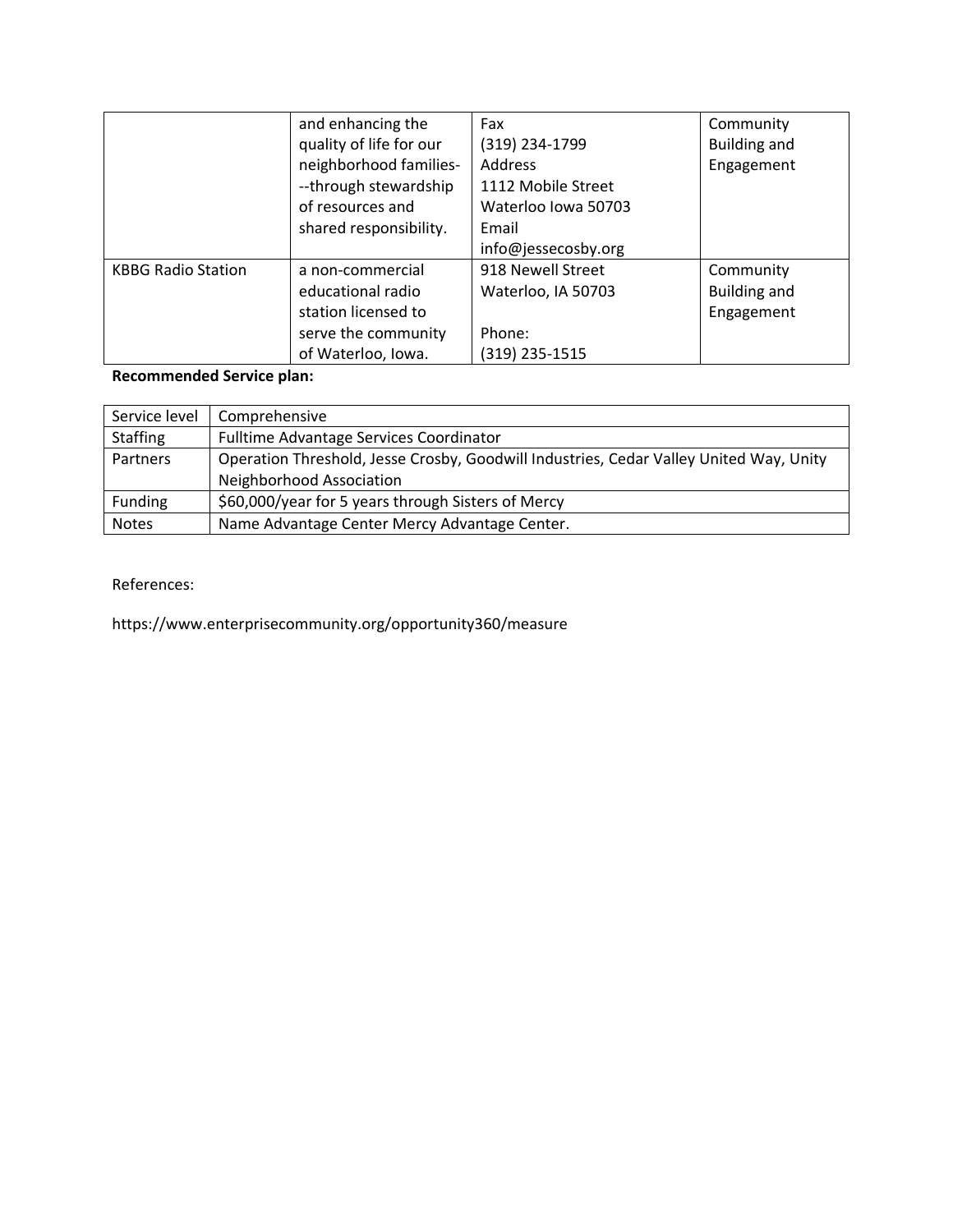| | | | |
|---|---|---|---|
| | and enhancing the quality of life for our neighborhood families---through stewardship of resources and shared responsibility. | Fax<br>(319) 234-1799<br>Address<br>1112 Mobile Street<br>Waterloo Iowa 50703<br>Email<br>info@jessecosby.org | Community Building and Engagement |
| KBBG Radio Station | a non-commercial educational radio station licensed to serve the community of Waterloo, Iowa. | 918 Newell Street<br>Waterloo, IA 50703<br><br>Phone:<br>(319) 235-1515 | Community Building and Engagement |

**Recommended Service plan:**

| | |
|---|---|
| Service level | Comprehensive |
| Staffing | Fulltime Advantage Services Coordinator |
| Partners | Operation Threshold, Jesse Crosby, Goodwill Industries, Cedar Valley United Way, Unity Neighborhood Association |
| Funding | $60,000/year for 5 years through Sisters of Mercy |
| Notes | Name Advantage Center Mercy Advantage Center. |

References:

https://www.enterprisecommunity.org/opportunity360/measure